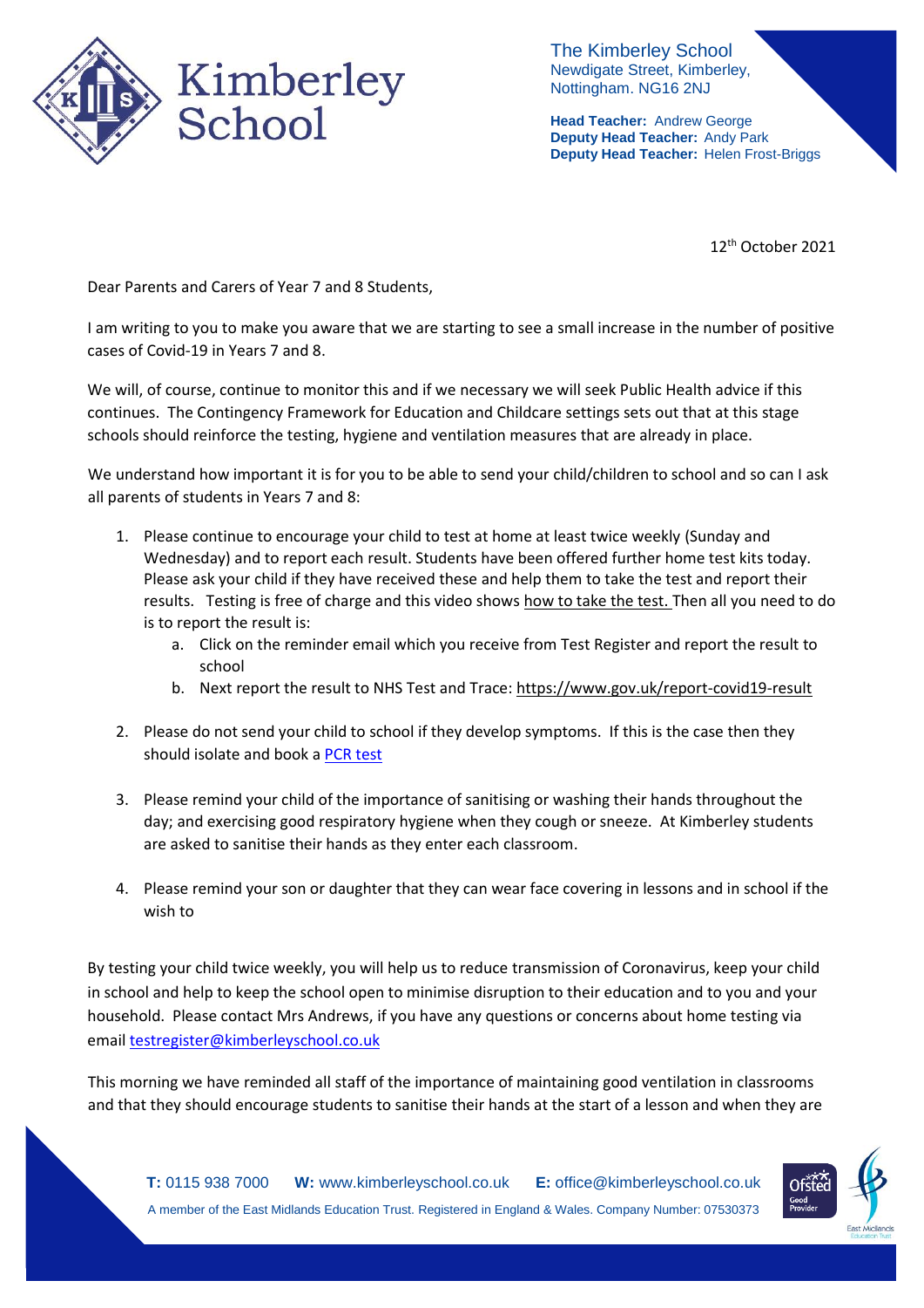Kimberley School

The Kimberley School
Newdigate Street, Kimberley,
Nottingham. NG16 2NJ

**Head Teacher:** Andrew George
**Deputy Head Teacher:** Andy Park
**Deputy Head Teacher:** Helen Frost-Briggs

12th October 2021

Dear Parents and Carers of Year 7 and 8 Students,

I am writing to you to make you aware that we are starting to see a small increase in the number of positive cases of Covid-19 in Years 7 and 8.

We will, of course, continue to monitor this and if we necessary we will seek Public Health advice if this continues. The Contingency Framework for Education and Childcare settings sets out that at this stage schools should reinforce the testing, hygiene and ventilation measures that are already in place.

We understand how important it is for you to be able to send your child/children to school and so can I ask all parents of students in Years 7 and 8:

1. Please continue to encourage your child to test at home at least twice weekly (Sunday and Wednesday) and to report each result. Students have been offered further home test kits today. Please ask your child if they have received these and help them to take the test and report their results. Testing is free of charge and this video shows how to take the test. Then all you need to do is to report the result is:
   a. Click on the reminder email which you receive from Test Register and report the result to school
   b. Next report the result to NHS Test and Trace: https://www.gov.uk/report-covid19-result

2. Please do not send your child to school if they develop symptoms. If this is the case then they should isolate and book a PCR test

3. Please remind your child of the importance of sanitising or washing their hands throughout the day; and exercising good respiratory hygiene when they cough or sneeze. At Kimberley students are asked to sanitise their hands as they enter each classroom.

4. Please remind your son or daughter that they can wear face covering in lessons and in school if the wish to

By testing your child twice weekly, you will help us to reduce transmission of Coronavirus, keep your child in school and help to keep the school open to minimise disruption to their education and to you and your household. Please contact Mrs Andrews, if you have any questions or concerns about home testing via email testregister@kimberleyschool.co.uk

This morning we have reminded all staff of the importance of maintaining good ventilation in classrooms and that they should encourage students to sanitise their hands at the start of a lesson and when they are

**T:** 0115 938 7000 **W:** www.kimberleyschool.co.uk **E:** office@kimberleyschool.co.uk
A member of the East Midlands Education Trust. Registered in England & Wales. Company Number: 07530373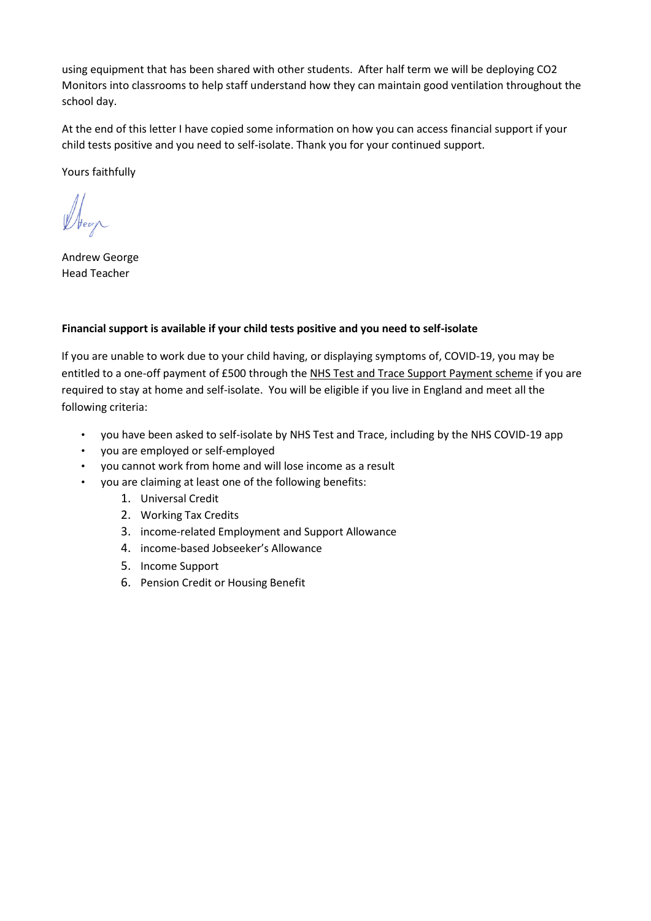using equipment that has been shared with other students. After half term we will be deploying $CO_2$ Monitors into classrooms to help staff understand how they can maintain good ventilation throughout the school day.

At the end of this letter I have copied some information on how you can access financial support if your child tests positive and you need to self-isolate. Thank you for your continued support.

Yours faithfully

Andrew George
Head Teacher

**Financial support is available if your child tests positive and you need to self-isolate**

If you are unable to work due to your child having, or displaying symptoms of, COVID-19, you may be entitled to a one-off payment of £500 through the NHS Test and Trace Support Payment scheme if you are required to stay at home and self-isolate. You will be eligible if you live in England and meet all the following criteria:

- you have been asked to self-isolate by NHS Test and Trace, including by the NHS COVID-19 app
- you are employed or self-employed
- you cannot work from home and will lose income as a result
- you are claiming at least one of the following benefits:
    1. Universal Credit
    2. Working Tax Credits
    3. income-related Employment and Support Allowance
    4. income-based Jobseeker's Allowance
    5. Income Support
    6. Pension Credit or Housing Benefit